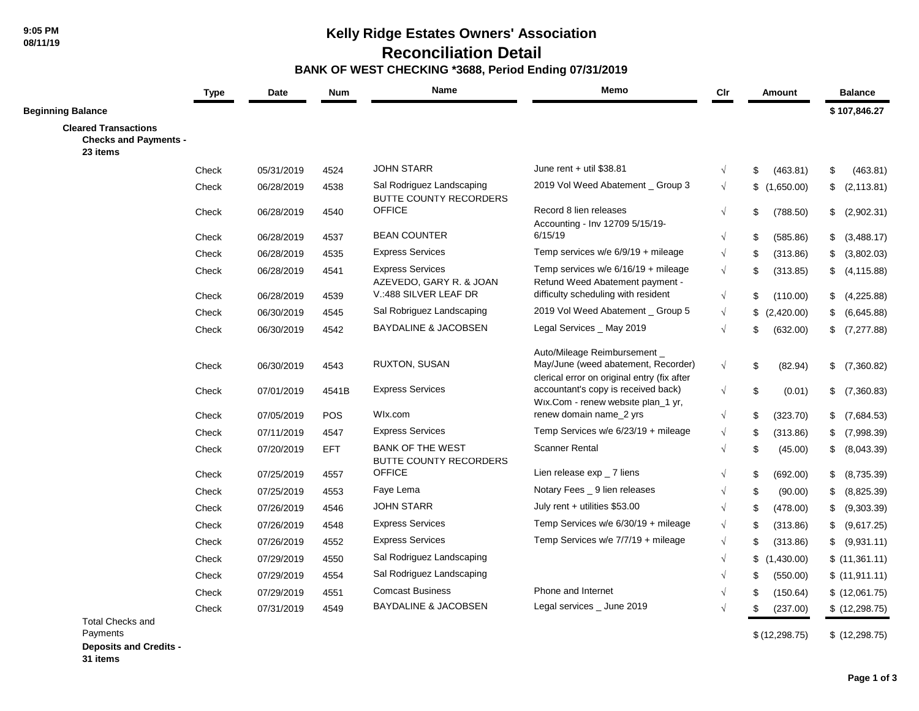9:05 PM
08/11/19

# Kelly Ridge Estates Owners' Association
## Reconciliation Detail
### BANK OF WEST CHECKING *3688, Period Ending 07/31/2019

| | Type | Date | Num | Name | Memo | Clr | Amount | Balance |
|---|---|---|---|---|---|---|---|---|
| **Beginning Balance** | | | | | | | | **$ 107,846.27** |
| **Cleared Transactions** | | | | | | | | |
| **Checks and Payments - 23 items** | | | | | | | | |
| | Check | 05/31/2019 | 4524 | JOHN STARR | June rent + util $38.81 | √ | $ (463.81) | $ (463.81) |
| | Check | 06/28/2019 | 4538 | Sal Rodriguez Landscaping | 2019 Vol Weed Abatement _ Group 3 | √ | $ (1,650.00) | $ (2,113.81) |
| | Check | 06/28/2019 | 4540 | BUTTE COUNTY RECORDERS OFFICE | Record 8 lien releases | √ | $ (788.50) | $ (2,902.31) |
| | Check | 06/28/2019 | 4537 | BEAN COUNTER | Accounting - Inv 12709 5/15/19-6/15/19 | √ | $ (585.86) | $ (3,488.17) |
| | Check | 06/28/2019 | 4535 | Express Services | Temp services w/e 6/9/19 + mileage | √ | $ (313.86) | $ (3,802.03) |
| | Check | 06/28/2019 | 4541 | Express Services | Temp services w/e 6/16/19 + mileage | √ | $ (313.85) | $ (4,115.88) |
| | Check | 06/28/2019 | 4539 | AZEVEDO, GARY R. & JOAN V.:488 SILVER LEAF DR | Refund Weed Abatement payment - difficulty scheduling with resident | √ | $ (110.00) | $ (4,225.88) |
| | Check | 06/30/2019 | 4545 | Sal Robriguez Landscaping | 2019 Vol Weed Abatement _ Group 5 | √ | $ (2,420.00) | $ (6,645.88) |
| | Check | 06/30/2019 | 4542 | BAYDALINE & JACOBSEN | Legal Services _ May 2019 | √ | $ (632.00) | $ (7,277.88) |
| | Check | 06/30/2019 | 4543 | RUXTON, SUSAN | Auto/Mileage Reimbursement _ May/June (weed abatement, Recorder) | √ | $ (82.94) | $ (7,360.82) |
| | Check | 07/01/2019 | 4541B | Express Services | clerical error on original entry (fix after accountant's copy is received back) | √ | $ (0.01) | $ (7,360.83) |
| | Check | 07/05/2019 | POS | WIx.com | Wix.Com - renew website plan_1 yr, renew domain name_2 yrs | √ | $ (323.70) | $ (7,684.53) |
| | Check | 07/11/2019 | 4547 | Express Services | Temp Services w/e 6/23/19 + mileage | √ | $ (313.86) | $ (7,998.39) |
| | Check | 07/20/2019 | EFT | BANK OF THE WEST | Scanner Rental | √ | $ (45.00) | $ (8,043.39) |
| | Check | 07/25/2019 | 4557 | BUTTE COUNTY RECORDERS OFFICE | Lien release exp _ 7 liens | √ | $ (692.00) | $ (8,735.39) |
| | Check | 07/25/2019 | 4553 | Faye Lema | Notary Fees _ 9 lien releases | √ | $ (90.00) | $ (8,825.39) |
| | Check | 07/26/2019 | 4546 | JOHN STARR | July rent + utilities $53.00 | √ | $ (478.00) | $ (9,303.39) |
| | Check | 07/26/2019 | 4548 | Express Services | Temp Services w/e 6/30/19 + mileage | √ | $ (313.86) | $ (9,617.25) |
| | Check | 07/26/2019 | 4552 | Express Services | Temp Services w/e 7/7/19 + mileage | √ | $ (313.86) | $ (9,931.11) |
| | Check | 07/29/2019 | 4550 | Sal Rodriguez Landscaping | | √ | $ (1,430.00) | $ (11,361.11) |
| | Check | 07/29/2019 | 4554 | Sal Rodriguez Landscaping | | √ | $ (550.00) | $ (11,911.11) |
| | Check | 07/29/2019 | 4551 | Comcast Business | Phone and Internet | √ | $ (150.64) | $ (12,061.75) |
| | Check | 07/31/2019 | 4549 | BAYDALINE & JACOBSEN | Legal services _ June 2019 | √ | $ (237.00) | $ (12,298.75) |
| Total Checks and Payments | | | | | | | $ (12,298.75) | $ (12,298.75) |
| **Deposits and Credits - 31 items** | | | | | | | | |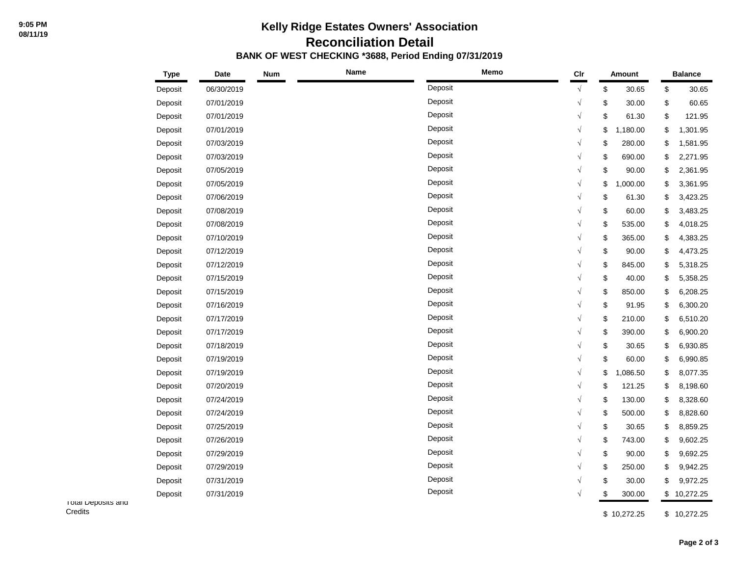# Kelly Ridge Estates Owners' Association

## Reconciliation Detail

### BANK OF WEST CHECKING *3688, Period Ending 07/31/2019

9:05 PM
08/11/19

| | Type | Date | Num | Name | Memo | Clr | Amount | Balance |
|---|---|---|---|---|---|---|---|---|
| | Deposit | 06/30/2019 | | | Deposit | √ | $ 30.65 | $ 30.65 |
| | Deposit | 07/01/2019 | | | Deposit | √ | $ 30.00 | $ 60.65 |
| | Deposit | 07/01/2019 | | | Deposit | √ | $ 61.30 | $ 121.95 |
| | Deposit | 07/01/2019 | | | Deposit | √ | $ 1,180.00 | $ 1,301.95 |
| | Deposit | 07/03/2019 | | | Deposit | √ | $ 280.00 | $ 1,581.95 |
| | Deposit | 07/03/2019 | | | Deposit | √ | $ 690.00 | $ 2,271.95 |
| | Deposit | 07/05/2019 | | | Deposit | √ | $ 90.00 | $ 2,361.95 |
| | Deposit | 07/05/2019 | | | Deposit | √ | $ 1,000.00 | $ 3,361.95 |
| | Deposit | 07/06/2019 | | | Deposit | √ | $ 61.30 | $ 3,423.25 |
| | Deposit | 07/08/2019 | | | Deposit | √ | $ 60.00 | $ 3,483.25 |
| | Deposit | 07/08/2019 | | | Deposit | √ | $ 535.00 | $ 4,018.25 |
| | Deposit | 07/10/2019 | | | Deposit | √ | $ 365.00 | $ 4,383.25 |
| | Deposit | 07/12/2019 | | | Deposit | √ | $ 90.00 | $ 4,473.25 |
| | Deposit | 07/12/2019 | | | Deposit | √ | $ 845.00 | $ 5,318.25 |
| | Deposit | 07/15/2019 | | | Deposit | √ | $ 40.00 | $ 5,358.25 |
| | Deposit | 07/15/2019 | | | Deposit | √ | $ 850.00 | $ 6,208.25 |
| | Deposit | 07/16/2019 | | | Deposit | √ | $ 91.95 | $ 6,300.20 |
| | Deposit | 07/17/2019 | | | Deposit | √ | $ 210.00 | $ 6,510.20 |
| | Deposit | 07/17/2019 | | | Deposit | √ | $ 390.00 | $ 6,900.20 |
| | Deposit | 07/18/2019 | | | Deposit | √ | $ 30.65 | $ 6,930.85 |
| | Deposit | 07/19/2019 | | | Deposit | √ | $ 60.00 | $ 6,990.85 |
| | Deposit | 07/19/2019 | | | Deposit | √ | $ 1,086.50 | $ 8,077.35 |
| | Deposit | 07/20/2019 | | | Deposit | √ | $ 121.25 | $ 8,198.60 |
| | Deposit | 07/24/2019 | | | Deposit | √ | $ 130.00 | $ 8,328.60 |
| | Deposit | 07/24/2019 | | | Deposit | √ | $ 500.00 | $ 8,828.60 |
| | Deposit | 07/25/2019 | | | Deposit | √ | $ 30.65 | $ 8,859.25 |
| | Deposit | 07/26/2019 | | | Deposit | √ | $ 743.00 | $ 9,602.25 |
| | Deposit | 07/29/2019 | | | Deposit | √ | $ 90.00 | $ 9,692.25 |
| | Deposit | 07/29/2019 | | | Deposit | √ | $ 250.00 | $ 9,942.25 |
| | Deposit | 07/31/2019 | | | Deposit | √ | $ 30.00 | $ 9,972.25 |
| | Deposit | 07/31/2019 | | | Deposit | √ | $ 300.00 | $ 10,272.25 |
| Total Deposits and Credits | | | | | | | $ 10,272.25 | $ 10,272.25 |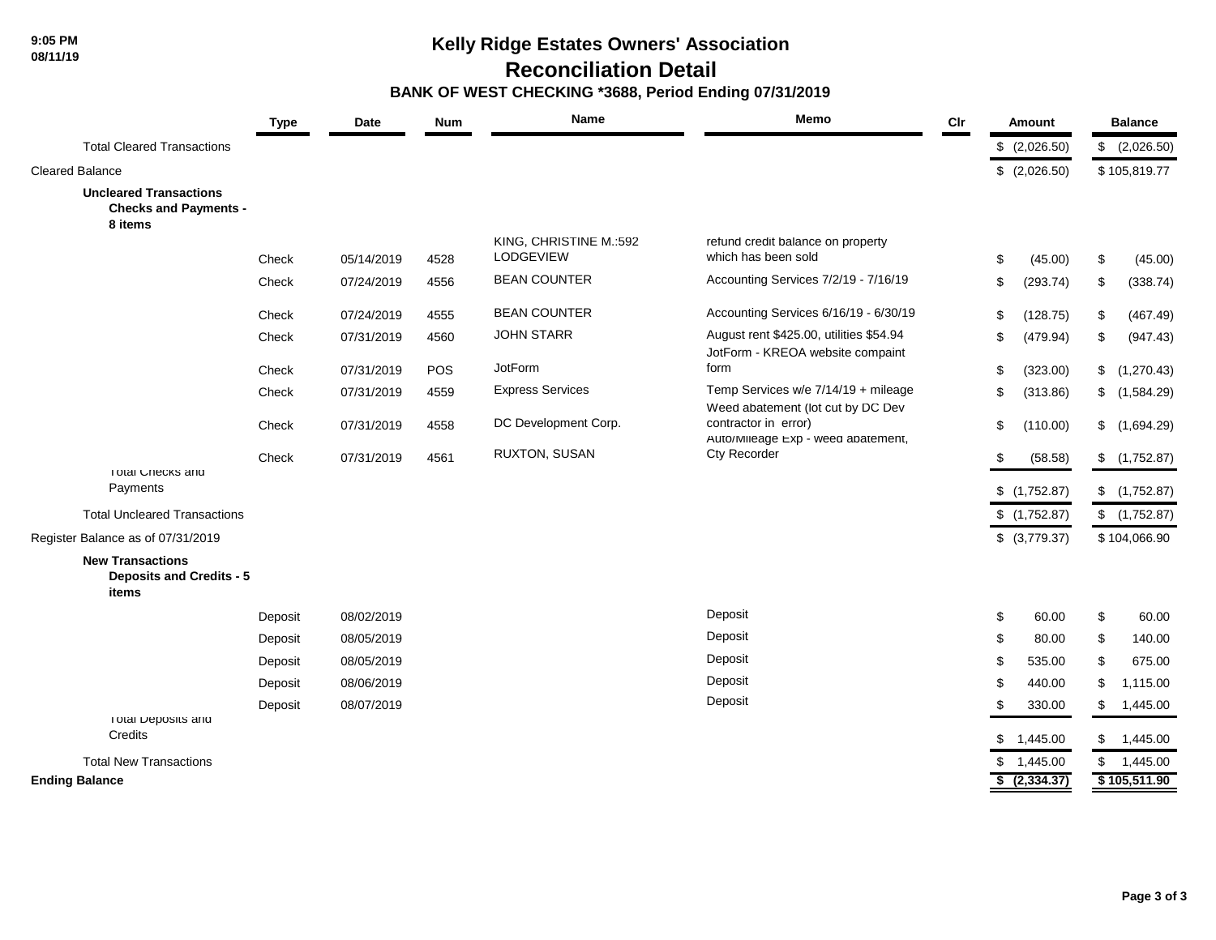9:05 PM
08/11/19

# Kelly Ridge Estates Owners' Association
## Reconciliation Detail
### BANK OF WEST CHECKING *3688, Period Ending 07/31/2019

| | Type | Date | Num | Name | Memo | Clr | Amount | Balance |
|---|---|---|---|---|---|---|---|---|
| Total Cleared Transactions | | | | | | | $ (2,026.50) | $ (2,026.50) |
| Cleared Balance | | | | | | | $ (2,026.50) | $ 105,819.77 |
| **Uncleared Transactions** | | | | | | | | |
| **Checks and Payments - 8 items** | | | | | | | | |
| | Check | 05/14/2019 | 4528 | KING, CHRISTINE M.:592 LODGEVIEW | refund credit balance on property which has been sold | | $ (45.00) | $ (45.00) |
| | Check | 07/24/2019 | 4556 | BEAN COUNTER | Accounting Services 7/2/19 - 7/16/19 | | $ (293.74) | $ (338.74) |
| | Check | 07/24/2019 | 4555 | BEAN COUNTER | Accounting Services 6/16/19 - 6/30/19 | | $ (128.75) | $ (467.49) |
| | Check | 07/31/2019 | 4560 | JOHN STARR | August rent $425.00, utilities $54.94 | | $ (479.94) | $ (947.43) |
| | Check | 07/31/2019 | POS | JotForm | JotForm - KREOA website compaint form | | $ (323.00) | $ (1,270.43) |
| | Check | 07/31/2019 | 4559 | Express Services | Temp Services w/e 7/14/19 + mileage | | $ (313.86) | $ (1,584.29) |
| | Check | 07/31/2019 | 4558 | DC Development Corp. | Weed abatement (lot cut by DC Dev contractor in error) | | $ (110.00) | $ (1,694.29) |
| | Check | 07/31/2019 | 4561 | RUXTON, SUSAN | Auto/Mileage Exp - weed abatement, Cty Recorder | | $ (58.58) | $ (1,752.87) |
| Total Checks and Payments | | | | | | | $ (1,752.87) | $ (1,752.87) |
| Total Uncleared Transactions | | | | | | | $ (1,752.87) | $ (1,752.87) |
| Register Balance as of 07/31/2019 | | | | | | | $ (3,779.37) | $ 104,066.90 |
| **New Transactions** | | | | | | | | |
| **Deposits and Credits - 5 items** | | | | | | | | |
| | Deposit | 08/02/2019 | | | Deposit | | $ 60.00 | $ 60.00 |
| | Deposit | 08/05/2019 | | | Deposit | | $ 80.00 | $ 140.00 |
| | Deposit | 08/05/2019 | | | Deposit | | $ 535.00 | $ 675.00 |
| | Deposit | 08/06/2019 | | | Deposit | | $ 440.00 | $ 1,115.00 |
| | Deposit | 08/07/2019 | | | Deposit | | $ 330.00 | $ 1,445.00 |
| Total Deposits and Credits | | | | | | | $ 1,445.00 | $ 1,445.00 |
| Total New Transactions | | | | | | | $ 1,445.00 | $ 1,445.00 |
| **Ending Balance** | | | | | | | **$ (2,334.37)** | **$ 105,511.90** |